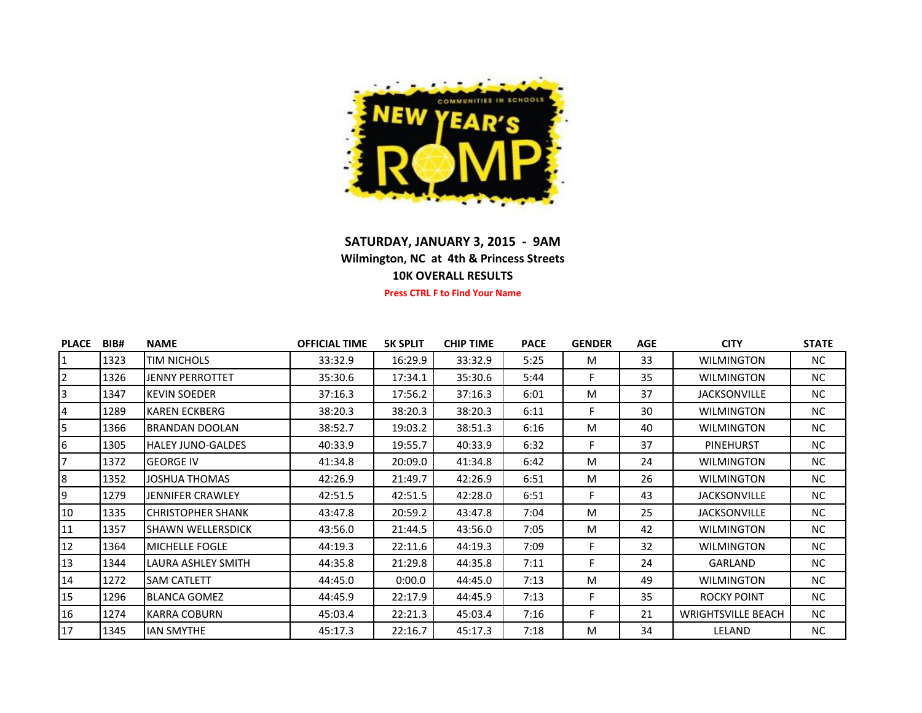**SATURDAY, JANUARY 3, 2015 - 9AM**

**Wilmington, NC at 4th & Princess Streets**

**10K OVERALL RESULTS**

**Press CTRL F to Find Your Name**

| PLACE | BIB# | NAME | OFFICIAL TIME | 5K SPLIT | CHIP TIME | PACE | GENDER | AGE | CITY | STATE |
|---|---|---|---|---|---|---|---|---|---|---|
| 1 | 1323 | TIM NICHOLS | 33:32.9 | 16:29.9 | 33:32.9 | 5:25 | M | 33 | WILMINGTON | NC |
| 2 | 1326 | JENNY PERROTTET | 35:30.6 | 17:34.1 | 35:30.6 | 5:44 | F | 35 | WILMINGTON | NC |
| 3 | 1347 | KEVIN SOEDER | 37:16.3 | 17:56.2 | 37:16.3 | 6:01 | M | 37 | JACKSONVILLE | NC |
| 4 | 1289 | KAREN ECKBERG | 38:20.3 | 38:20.3 | 38:20.3 | 6:11 | F | 30 | WILMINGTON | NC |
| 5 | 1366 | BRANDAN DOOLAN | 38:52.7 | 19:03.2 | 38:51.3 | 6:16 | M | 40 | WILMINGTON | NC |
| 6 | 1305 | HALEY JUNO-GALDES | 40:33.9 | 19:55.7 | 40:33.9 | 6:32 | F | 37 | PINEHURST | NC |
| 7 | 1372 | GEORGE IV | 41:34.8 | 20:09.0 | 41:34.8 | 6:42 | M | 24 | WILMINGTON | NC |
| 8 | 1352 | JOSHUA THOMAS | 42:26.9 | 21:49.7 | 42:26.9 | 6:51 | M | 26 | WILMINGTON | NC |
| 9 | 1279 | JENNIFER CRAWLEY | 42:51.5 | 42:51.5 | 42:28.0 | 6:51 | F | 43 | JACKSONVILLE | NC |
| 10 | 1335 | CHRISTOPHER SHANK | 43:47.8 | 20:59.2 | 43:47.8 | 7:04 | M | 25 | JACKSONVILLE | NC |
| 11 | 1357 | SHAWN WELLERSDICK | 43:56.0 | 21:44.5 | 43:56.0 | 7:05 | M | 42 | WILMINGTON | NC |
| 12 | 1364 | MICHELLE FOGLE | 44:19.3 | 22:11.6 | 44:19.3 | 7:09 | F | 32 | WILMINGTON | NC |
| 13 | 1344 | LAURA ASHLEY SMITH | 44:35.8 | 21:29.8 | 44:35.8 | 7:11 | F | 24 | GARLAND | NC |
| 14 | 1272 | SAM CATLETT | 44:45.0 | 0:00.0 | 44:45.0 | 7:13 | M | 49 | WILMINGTON | NC |
| 15 | 1296 | BLANCA GOMEZ | 44:45.9 | 22:17.9 | 44:45.9 | 7:13 | F | 35 | ROCKY POINT | NC |
| 16 | 1274 | KARRA COBURN | 45:03.4 | 22:21.3 | 45:03.4 | 7:16 | F | 21 | WRIGHTSVILLE BEACH | NC |
| 17 | 1345 | IAN SMYTHE | 45:17.3 | 22:16.7 | 45:17.3 | 7:18 | M | 34 | LELAND | NC |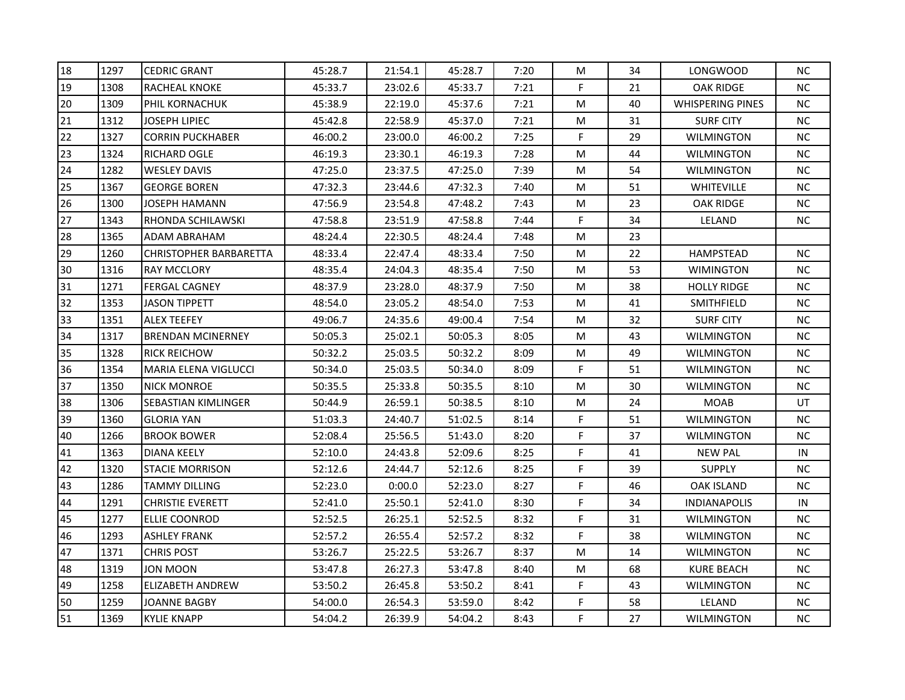| | | | | | | | | | | |
|---|---|---|---|---|---|---|---|---|---|---|
| 18 | 1297 | CEDRIC GRANT | 45:28.7 | 21:54.1 | 45:28.7 | 7:20 | M | 34 | LONGWOOD | NC |
| 19 | 1308 | RACHEAL KNOKE | 45:33.7 | 23:02.6 | 45:33.7 | 7:21 | F | 21 | OAK RIDGE | NC |
| 20 | 1309 | PHIL KORNACHUK | 45:38.9 | 22:19.0 | 45:37.6 | 7:21 | M | 40 | WHISPERING PINES | NC |
| 21 | 1312 | JOSEPH LIPIEC | 45:42.8 | 22:58.9 | 45:37.0 | 7:21 | M | 31 | SURF CITY | NC |
| 22 | 1327 | CORRIN PUCKHABER | 46:00.2 | 23:00.0 | 46:00.2 | 7:25 | F | 29 | WILMINGTON | NC |
| 23 | 1324 | RICHARD OGLE | 46:19.3 | 23:30.1 | 46:19.3 | 7:28 | M | 44 | WILMINGTON | NC |
| 24 | 1282 | WESLEY DAVIS | 47:25.0 | 23:37.5 | 47:25.0 | 7:39 | M | 54 | WILMINGTON | NC |
| 25 | 1367 | GEORGE BOREN | 47:32.3 | 23:44.6 | 47:32.3 | 7:40 | M | 51 | WHITEVILLE | NC |
| 26 | 1300 | JOSEPH HAMANN | 47:56.9 | 23:54.8 | 47:48.2 | 7:43 | M | 23 | OAK RIDGE | NC |
| 27 | 1343 | RHONDA SCHILAWSKI | 47:58.8 | 23:51.9 | 47:58.8 | 7:44 | F | 34 | LELAND | NC |
| 28 | 1365 | ADAM ABRAHAM | 48:24.4 | 22:30.5 | 48:24.4 | 7:48 | M | 23 | | |
| 29 | 1260 | CHRISTOPHER BARBARETTA | 48:33.4 | 22:47.4 | 48:33.4 | 7:50 | M | 22 | HAMPSTEAD | NC |
| 30 | 1316 | RAY MCCLORY | 48:35.4 | 24:04.3 | 48:35.4 | 7:50 | M | 53 | WIMINGTON | NC |
| 31 | 1271 | FERGAL CAGNEY | 48:37.9 | 23:28.0 | 48:37.9 | 7:50 | M | 38 | HOLLY RIDGE | NC |
| 32 | 1353 | JASON TIPPETT | 48:54.0 | 23:05.2 | 48:54.0 | 7:53 | M | 41 | SMITHFIELD | NC |
| 33 | 1351 | ALEX TEEFEY | 49:06.7 | 24:35.6 | 49:00.4 | 7:54 | M | 32 | SURF CITY | NC |
| 34 | 1317 | BRENDAN MCINERNEY | 50:05.3 | 25:02.1 | 50:05.3 | 8:05 | M | 43 | WILMINGTON | NC |
| 35 | 1328 | RICK REICHOW | 50:32.2 | 25:03.5 | 50:32.2 | 8:09 | M | 49 | WILMINGTON | NC |
| 36 | 1354 | MARIA ELENA VIGLUCCI | 50:34.0 | 25:03.5 | 50:34.0 | 8:09 | F | 51 | WILMINGTON | NC |
| 37 | 1350 | NICK MONROE | 50:35.5 | 25:33.8 | 50:35.5 | 8:10 | M | 30 | WILMINGTON | NC |
| 38 | 1306 | SEBASTIAN KIMLINGER | 50:44.9 | 26:59.1 | 50:38.5 | 8:10 | M | 24 | MOAB | UT |
| 39 | 1360 | GLORIA YAN | 51:03.3 | 24:40.7 | 51:02.5 | 8:14 | F | 51 | WILMINGTON | NC |
| 40 | 1266 | BROOK BOWER | 52:08.4 | 25:56.5 | 51:43.0 | 8:20 | F | 37 | WILMINGTON | NC |
| 41 | 1363 | DIANA KEELY | 52:10.0 | 24:43.8 | 52:09.6 | 8:25 | F | 41 | NEW PAL | IN |
| 42 | 1320 | STACIE MORRISON | 52:12.6 | 24:44.7 | 52:12.6 | 8:25 | F | 39 | SUPPLY | NC |
| 43 | 1286 | TAMMY DILLING | 52:23.0 | 0:00.0 | 52:23.0 | 8:27 | F | 46 | OAK ISLAND | NC |
| 44 | 1291 | CHRISTIE EVERETT | 52:41.0 | 25:50.1 | 52:41.0 | 8:30 | F | 34 | INDIANAPOLIS | IN |
| 45 | 1277 | ELLIE COONROD | 52:52.5 | 26:25.1 | 52:52.5 | 8:32 | F | 31 | WILMINGTON | NC |
| 46 | 1293 | ASHLEY FRANK | 52:57.2 | 26:55.4 | 52:57.2 | 8:32 | F | 38 | WILMINGTON | NC |
| 47 | 1371 | CHRIS POST | 53:26.7 | 25:22.5 | 53:26.7 | 8:37 | M | 14 | WILMINGTON | NC |
| 48 | 1319 | JON MOON | 53:47.8 | 26:27.3 | 53:47.8 | 8:40 | M | 68 | KURE BEACH | NC |
| 49 | 1258 | ELIZABETH ANDREW | 53:50.2 | 26:45.8 | 53:50.2 | 8:41 | F | 43 | WILMINGTON | NC |
| 50 | 1259 | JOANNE BAGBY | 54:00.0 | 26:54.3 | 53:59.0 | 8:42 | F | 58 | LELAND | NC |
| 51 | 1369 | KYLIE KNAPP | 54:04.2 | 26:39.9 | 54:04.2 | 8:43 | F | 27 | WILMINGTON | NC |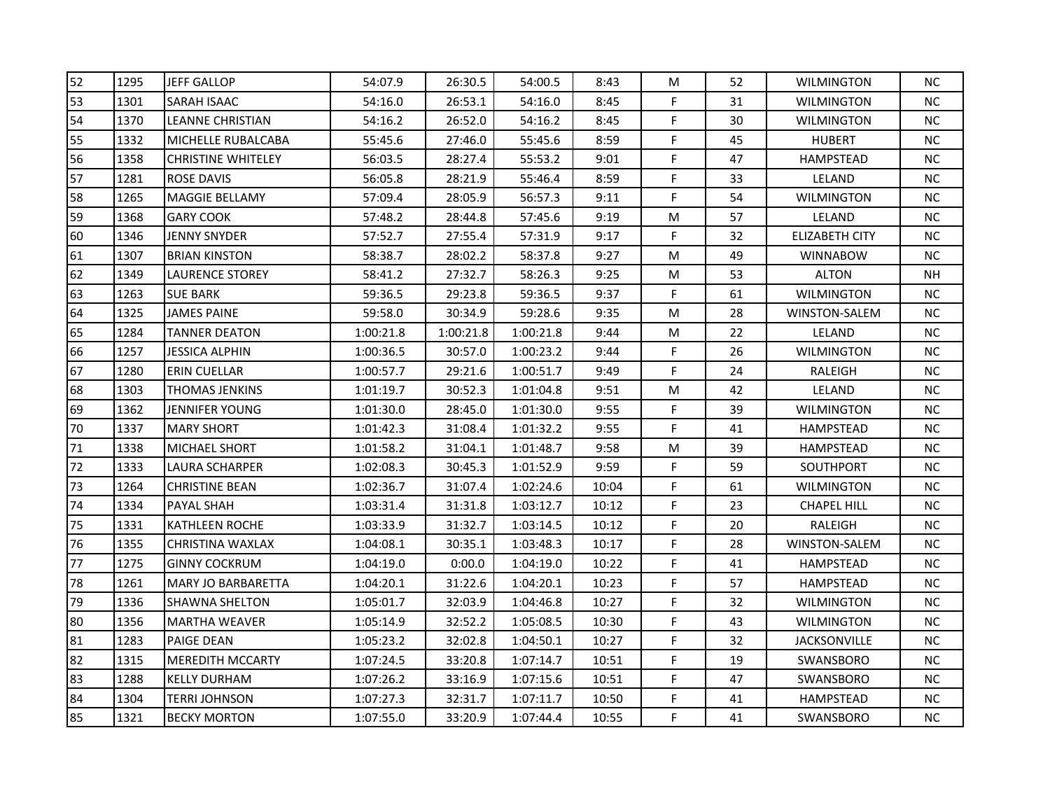| 52 | 1295 | JEFF GALLOP | 54:07.9 | 26:30.5 | 54:00.5 | 8:43 | M | 52 | WILMINGTON | NC |
|---|---|---|---|---|---|---|---|---|---|---|
| 53 | 1301 | SARAH ISAAC | 54:16.0 | 26:53.1 | 54:16.0 | 8:45 | F | 31 | WILMINGTON | NC |
| 54 | 1370 | LEANNE CHRISTIAN | 54:16.2 | 26:52.0 | 54:16.2 | 8:45 | F | 30 | WILMINGTON | NC |
| 55 | 1332 | MICHELLE RUBALCABA | 55:45.6 | 27:46.0 | 55:45.6 | 8:59 | F | 45 | HUBERT | NC |
| 56 | 1358 | CHRISTINE WHITELEY | 56:03.5 | 28:27.4 | 55:53.2 | 9:01 | F | 47 | HAMPSTEAD | NC |
| 57 | 1281 | ROSE DAVIS | 56:05.8 | 28:21.9 | 55:46.4 | 8:59 | F | 33 | LELAND | NC |
| 58 | 1265 | MAGGIE BELLAMY | 57:09.4 | 28:05.9 | 56:57.3 | 9:11 | F | 54 | WILMINGTON | NC |
| 59 | 1368 | GARY COOK | 57:48.2 | 28:44.8 | 57:45.6 | 9:19 | M | 57 | LELAND | NC |
| 60 | 1346 | JENNY SNYDER | 57:52.7 | 27:55.4 | 57:31.9 | 9:17 | F | 32 | ELIZABETH CITY | NC |
| 61 | 1307 | BRIAN KINSTON | 58:38.7 | 28:02.2 | 58:37.8 | 9:27 | M | 49 | WINNABOW | NC |
| 62 | 1349 | LAURENCE STOREY | 58:41.2 | 27:32.7 | 58:26.3 | 9:25 | M | 53 | ALTON | NH |
| 63 | 1263 | SUE BARK | 59:36.5 | 29:23.8 | 59:36.5 | 9:37 | F | 61 | WILMINGTON | NC |
| 64 | 1325 | JAMES PAINE | 59:58.0 | 30:34.9 | 59:28.6 | 9:35 | M | 28 | WINSTON-SALEM | NC |
| 65 | 1284 | TANNER DEATON | 1:00:21.8 | 1:00:21.8 | 1:00:21.8 | 9:44 | M | 22 | LELAND | NC |
| 66 | 1257 | JESSICA ALPHIN | 1:00:36.5 | 30:57.0 | 1:00:23.2 | 9:44 | F | 26 | WILMINGTON | NC |
| 67 | 1280 | ERIN CUELLAR | 1:00:57.7 | 29:21.6 | 1:00:51.7 | 9:49 | F | 24 | RALEIGH | NC |
| 68 | 1303 | THOMAS JENKINS | 1:01:19.7 | 30:52.3 | 1:01:04.8 | 9:51 | M | 42 | LELAND | NC |
| 69 | 1362 | JENNIFER YOUNG | 1:01:30.0 | 28:45.0 | 1:01:30.0 | 9:55 | F | 39 | WILMINGTON | NC |
| 70 | 1337 | MARY SHORT | 1:01:42.3 | 31:08.4 | 1:01:32.2 | 9:55 | F | 41 | HAMPSTEAD | NC |
| 71 | 1338 | MICHAEL SHORT | 1:01:58.2 | 31:04.1 | 1:01:48.7 | 9:58 | M | 39 | HAMPSTEAD | NC |
| 72 | 1333 | LAURA SCHARPER | 1:02:08.3 | 30:45.3 | 1:01:52.9 | 9:59 | F | 59 | SOUTHPORT | NC |
| 73 | 1264 | CHRISTINE BEAN | 1:02:36.7 | 31:07.4 | 1:02:24.6 | 10:04 | F | 61 | WILMINGTON | NC |
| 74 | 1334 | PAYAL SHAH | 1:03:31.4 | 31:31.8 | 1:03:12.7 | 10:12 | F | 23 | CHAPEL HILL | NC |
| 75 | 1331 | KATHLEEN ROCHE | 1:03:33.9 | 31:32.7 | 1:03:14.5 | 10:12 | F | 20 | RALEIGH | NC |
| 76 | 1355 | CHRISTINA WAXLAX | 1:04:08.1 | 30:35.1 | 1:03:48.3 | 10:17 | F | 28 | WINSTON-SALEM | NC |
| 77 | 1275 | GINNY COCKRUM | 1:04:19.0 | 0:00.0 | 1:04:19.0 | 10:22 | F | 41 | HAMPSTEAD | NC |
| 78 | 1261 | MARY JO BARBARETTA | 1:04:20.1 | 31:22.6 | 1:04:20.1 | 10:23 | F | 57 | HAMPSTEAD | NC |
| 79 | 1336 | SHAWNA SHELTON | 1:05:01.7 | 32:03.9 | 1:04:46.8 | 10:27 | F | 32 | WILMINGTON | NC |
| 80 | 1356 | MARTHA WEAVER | 1:05:14.9 | 32:52.2 | 1:05:08.5 | 10:30 | F | 43 | WILMINGTON | NC |
| 81 | 1283 | PAIGE DEAN | 1:05:23.2 | 32:02.8 | 1:04:50.1 | 10:27 | F | 32 | JACKSONVILLE | NC |
| 82 | 1315 | MEREDITH MCCARTY | 1:07:24.5 | 33:20.8 | 1:07:14.7 | 10:51 | F | 19 | SWANSBORO | NC |
| 83 | 1288 | KELLY DURHAM | 1:07:26.2 | 33:16.9 | 1:07:15.6 | 10:51 | F | 47 | SWANSBORO | NC |
| 84 | 1304 | TERRI JOHNSON | 1:07:27.3 | 32:31.7 | 1:07:11.7 | 10:50 | F | 41 | HAMPSTEAD | NC |
| 85 | 1321 | BECKY MORTON | 1:07:55.0 | 33:20.9 | 1:07:44.4 | 10:55 | F | 41 | SWANSBORO | NC |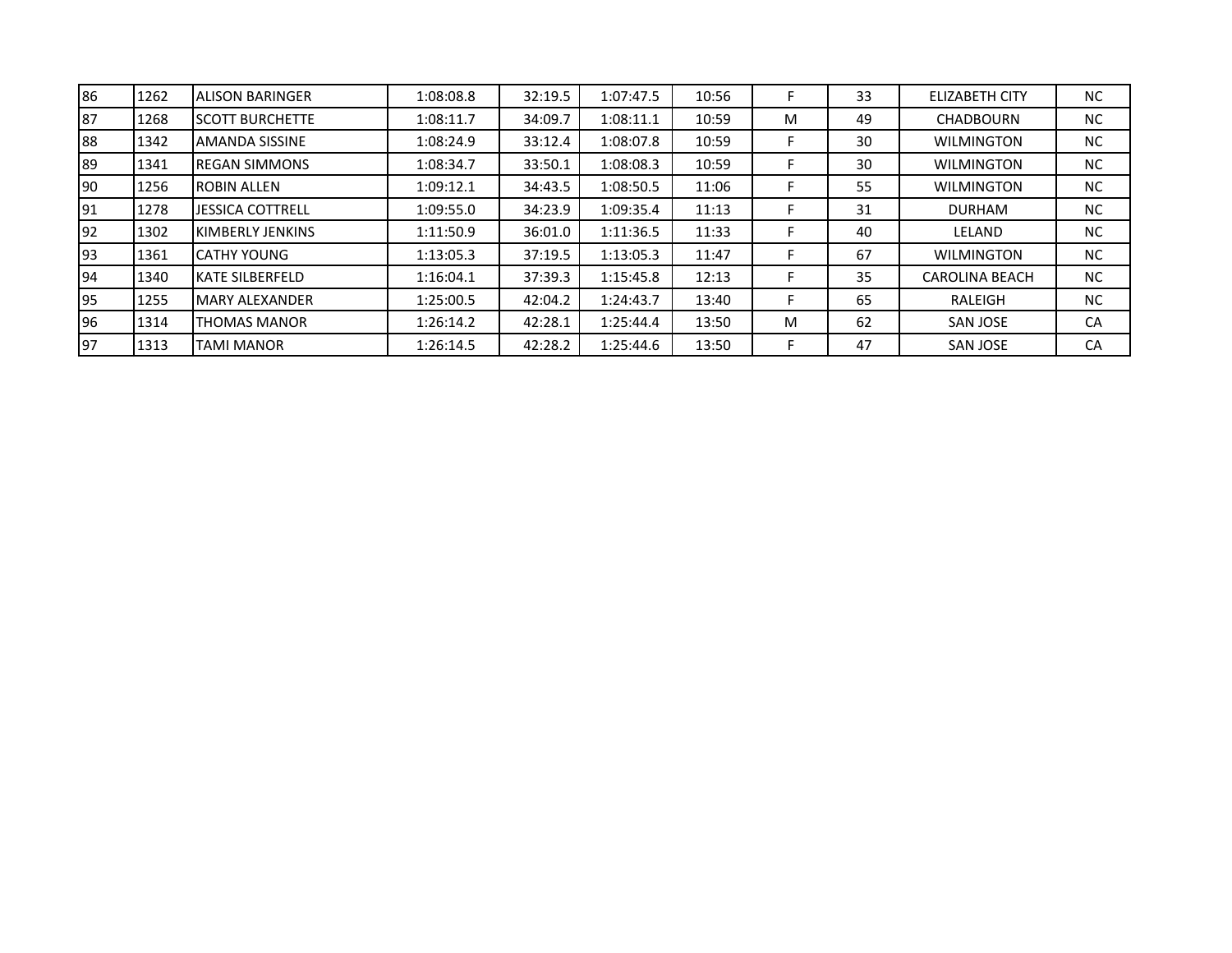| | | | | | | | | | | |
|---|---|---|---|---|---|---|---|---|---|---|
| 86 | 1262 | ALISON BARINGER | 1:08:08.8 | 32:19.5 | 1:07:47.5 | 10:56 | F | 33 | ELIZABETH CITY | NC |
| 87 | 1268 | SCOTT BURCHETTE | 1:08:11.7 | 34:09.7 | 1:08:11.1 | 10:59 | M | 49 | CHADBOURN | NC |
| 88 | 1342 | AMANDA SISSINE | 1:08:24.9 | 33:12.4 | 1:08:07.8 | 10:59 | F | 30 | WILMINGTON | NC |
| 89 | 1341 | REGAN SIMMONS | 1:08:34.7 | 33:50.1 | 1:08:08.3 | 10:59 | F | 30 | WILMINGTON | NC |
| 90 | 1256 | ROBIN ALLEN | 1:09:12.1 | 34:43.5 | 1:08:50.5 | 11:06 | F | 55 | WILMINGTON | NC |
| 91 | 1278 | JESSICA COTTRELL | 1:09:55.0 | 34:23.9 | 1:09:35.4 | 11:13 | F | 31 | DURHAM | NC |
| 92 | 1302 | KIMBERLY JENKINS | 1:11:50.9 | 36:01.0 | 1:11:36.5 | 11:33 | F | 40 | LELAND | NC |
| 93 | 1361 | CATHY YOUNG | 1:13:05.3 | 37:19.5 | 1:13:05.3 | 11:47 | F | 67 | WILMINGTON | NC |
| 94 | 1340 | KATE SILBERFELD | 1:16:04.1 | 37:39.3 | 1:15:45.8 | 12:13 | F | 35 | CAROLINA BEACH | NC |
| 95 | 1255 | MARY ALEXANDER | 1:25:00.5 | 42:04.2 | 1:24:43.7 | 13:40 | F | 65 | RALEIGH | NC |
| 96 | 1314 | THOMAS MANOR | 1:26:14.2 | 42:28.1 | 1:25:44.4 | 13:50 | M | 62 | SAN JOSE | CA |
| 97 | 1313 | TAMI MANOR | 1:26:14.5 | 42:28.2 | 1:25:44.6 | 13:50 | F | 47 | SAN JOSE | CA |